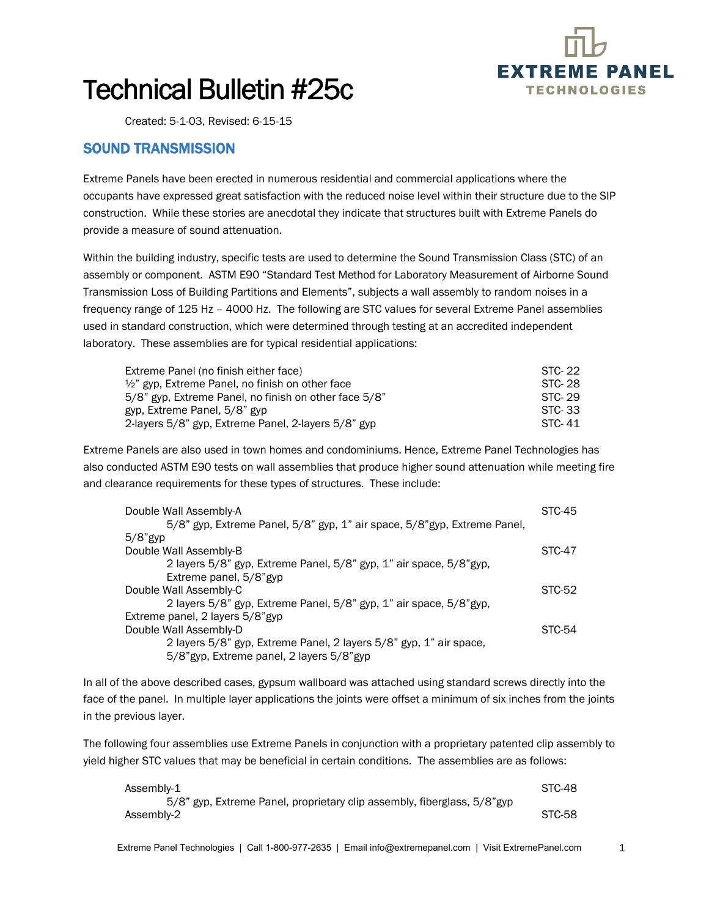# Technical Bulletin #25c

Created: 5-1-03, Revised: 6-15-15

## SOUND TRANSMISSION

Extreme Panels have been erected in numerous residential and commercial applications where the occupants have expressed great satisfaction with the reduced noise level within their structure due to the SIP construction. While these stories are anecdotal they indicate that structures built with Extreme Panels do provide a measure of sound attenuation.

Within the building industry, specific tests are used to determine the Sound Transmission Class (STC) of an assembly or component. ASTM E90 "Standard Test Method for Laboratory Measurement of Airborne Sound Transmission Loss of Building Partitions and Elements", subjects a wall assembly to random noises in a frequency range of 125 Hz – 4000 Hz. The following are STC values for several Extreme Panel assemblies used in standard construction, which were determined through testing at an accredited independent laboratory. These assemblies are for typical residential applications:

| Assembly | STC |
|---|---|
| Extreme Panel (no finish either face) | STC- 22 |
| ½" gyp, Extreme Panel, no finish on other face | STC- 28 |
| 5/8" gyp, Extreme Panel, no finish on other face 5/8" | STC- 29 |
| gyp, Extreme Panel, 5/8" gyp | STC- 33 |
| 2-layers 5/8" gyp, Extreme Panel, 2-layers 5/8" gyp | STC- 41 |

Extreme Panels are also used in town homes and condominiums. Hence, Extreme Panel Technologies has also conducted ASTM E90 tests on wall assemblies that produce higher sound attenuation while meeting fire and clearance requirements for these types of structures. These include:

| Assembly | STC |
|---|---|
| Double Wall Assembly-A<br>5/8" gyp, Extreme Panel, 5/8" gyp, 1" air space, 5/8"gyp, Extreme Panel, 5/8"gyp | STC-45 |
| Double Wall Assembly-B<br>2 layers 5/8" gyp, Extreme Panel, 5/8" gyp, 1" air space, 5/8"gyp, Extreme panel, 5/8"gyp | STC-47 |
| Double Wall Assembly-C<br>2 layers 5/8" gyp, Extreme Panel, 5/8" gyp, 1" air space, 5/8"gyp, Extreme panel, 2 layers 5/8"gyp | STC-52 |
| Double Wall Assembly-D<br>2 layers 5/8" gyp, Extreme Panel, 2 layers 5/8" gyp, 1" air space, 5/8"gyp, Extreme panel, 2 layers 5/8"gyp | STC-54 |

In all of the above described cases, gypsum wallboard was attached using standard screws directly into the face of the panel. In multiple layer applications the joints were offset a minimum of six inches from the joints in the previous layer.

The following four assemblies use Extreme Panels in conjunction with a proprietary patented clip assembly to yield higher STC values that may be beneficial in certain conditions. The assemblies are as follows:

| Assembly | STC |
|---|---|
| Assembly-1<br>5/8" gyp, Extreme Panel, proprietary clip assembly, fiberglass, 5/8"gyp | STC-48 |
| Assembly-2 | STC-58 |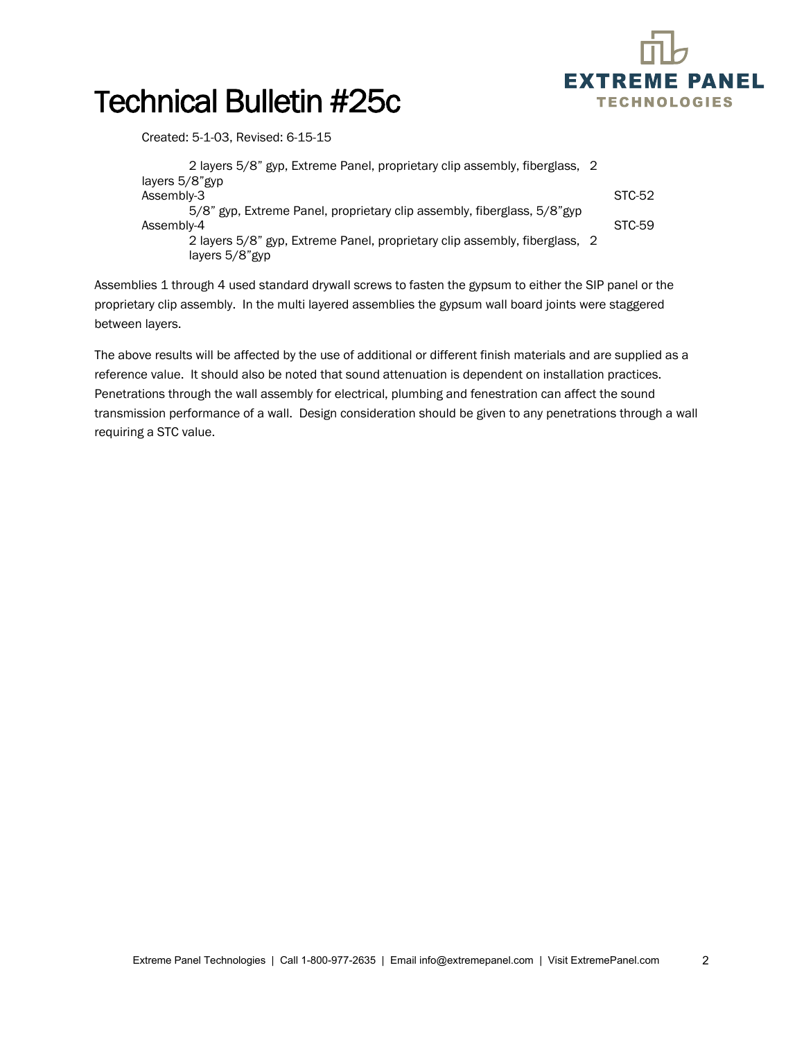# Technical Bulletin #25c

Created: 5-1-03, Revised: 6-15-15

2 layers 5/8" gyp, Extreme Panel, proprietary clip assembly, fiberglass, 2 layers 5/8"gyp

| | |
|---|---|
| Assembly-3 | STC-52 |
| 5/8" gyp, Extreme Panel, proprietary clip assembly, fiberglass, 5/8"gyp | |
| Assembly-4 | STC-59 |
| 2 layers 5/8" gyp, Extreme Panel, proprietary clip assembly, fiberglass, 2 layers 5/8"gyp | |

Assemblies 1 through 4 used standard drywall screws to fasten the gypsum to either the SIP panel or the proprietary clip assembly. In the multi layered assemblies the gypsum wall board joints were staggered between layers.

The above results will be affected by the use of additional or different finish materials and are supplied as a reference value. It should also be noted that sound attenuation is dependent on installation practices. Penetrations through the wall assembly for electrical, plumbing and fenestration can affect the sound transmission performance of a wall. Design consideration should be given to any penetrations through a wall requiring a STC value.